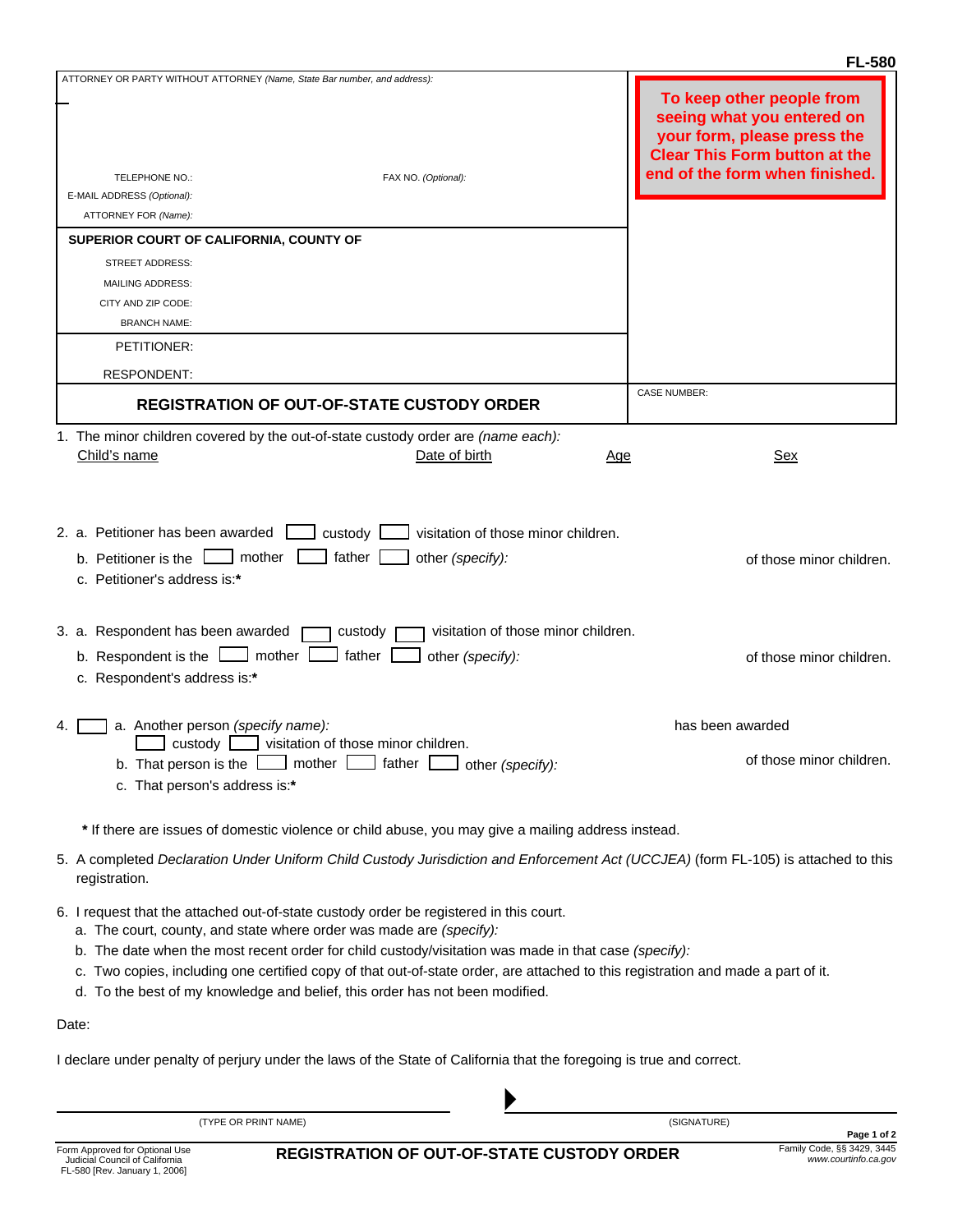FL-580

ATTORNEY OR PARTY WITHOUT ATTORNEY *(Name, State Bar number, and address):*

TELEPHONE NO.:

FAX NO. *(Optional):*

E-MAIL ADDRESS *(Optional):*

ATTORNEY FOR *(Name):*

**To keep other people from seeing what you entered on your form, please press the Clear This Form button at the end of the form when finished.**

**SUPERIOR COURT OF CALIFORNIA, COUNTY OF**

STREET ADDRESS:

MAILING ADDRESS:

CITY AND ZIP CODE:

BRANCH NAME:

PETITIONER:

RESPONDENT:

# REGISTRATION OF OUT-OF-STATE CUSTODY ORDER

CASE NUMBER:

1. The minor children covered by the out-of-state custody order are *(name each):*

| Child's name | Date of birth | Age | Sex |
|---|---|---|---|
| | | | |

2. a. Petitioner has been awarded ☐ custody ☐ visitation of those minor children.
   b. Petitioner is the ☐ mother ☐ father ☐ other *(specify):* of those minor children.
   c. Petitioner's address is:*

3. a. Respondent has been awarded ☐ custody ☐ visitation of those minor children.
   b. Respondent is the ☐ mother ☐ father ☐ other *(specify):* of those minor children.
   c. Respondent's address is:*

4. ☐ a. Another person *(specify name):* has been awarded ☐ custody ☐ visitation of those minor children.
   b. That person is the ☐ mother ☐ father ☐ other *(specify):* of those minor children.
   c. That person's address is:*

\* If there are issues of domestic violence or child abuse, you may give a mailing address instead.

5. A completed *Declaration Under Uniform Child Custody Jurisdiction and Enforcement Act (UCCJEA)* (form FL-105) is attached to this registration.

6. I request that the attached out-of-state custody order be registered in this court.
   a. The court, county, and state where order was made are *(specify):*
   b. The date when the most recent order for child custody/visitation was made in that case *(specify):*
   c. Two copies, including one certified copy of that out-of-state order, are attached to this registration and made a part of it.
   d. To the best of my knowledge and belief, this order has not been modified.

Date:

I declare under penalty of perjury under the laws of the State of California that the foregoing is true and correct.

(TYPE OR PRINT NAME) ▶ (SIGNATURE)

Form Approved for Optional Use
Judicial Council of California
FL-580 [Rev. January 1, 2006]

**REGISTRATION OF OUT-OF-STATE CUSTODY ORDER**

Family Code, §§ 3429, 3445
*www.courtinfo.ca.gov*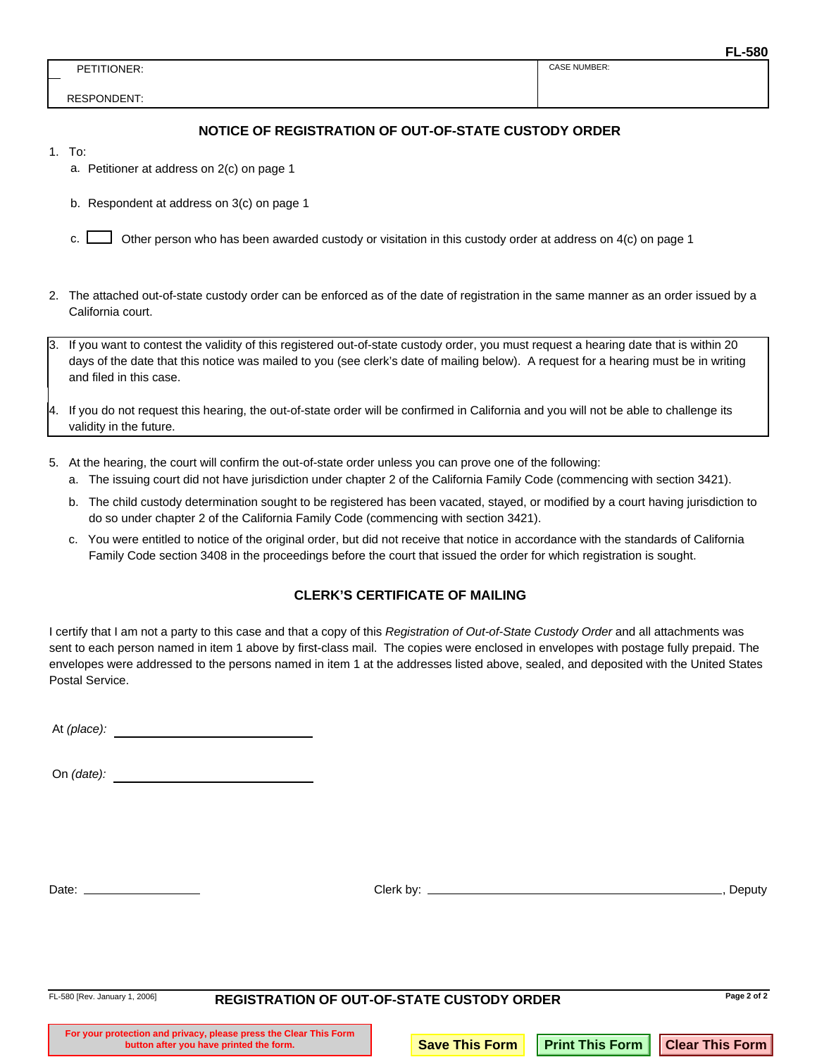FL-580

| PETITIONER: | CASE NUMBER: |
|---|---|
| RESPONDENT: | |

## NOTICE OF REGISTRATION OF OUT-OF-STATE CUSTODY ORDER

1. To:
   a. Petitioner at address on 2(c) on page 1
   
   b. Respondent at address on 3(c) on page 1
   
   c. ☐ Other person who has been awarded custody or visitation in this custody order at address on 4(c) on page 1

2. The attached out-of-state custody order can be enforced as of the date of registration in the same manner as an order issued by a California court.

3. If you want to contest the validity of this registered out-of-state custody order, you must request a hearing date that is within 20 days of the date that this notice was mailed to you (see clerk's date of mailing below). A request for a hearing must be in writing and filed in this case.

4. If you do not request this hearing, the out-of-state order will be confirmed in California and you will not be able to challenge its validity in the future.

5. At the hearing, the court will confirm the out-of-state order unless you can prove one of the following:
   a. The issuing court did not have jurisdiction under chapter 2 of the California Family Code (commencing with section 3421).
   b. The child custody determination sought to be registered has been vacated, stayed, or modified by a court having jurisdiction to do so under chapter 2 of the California Family Code (commencing with section 3421).
   c. You were entitled to notice of the original order, but did not receive that notice in accordance with the standards of California Family Code section 3408 in the proceedings before the court that issued the order for which registration is sought.

## CLERK'S CERTIFICATE OF MAILING

I certify that I am not a party to this case and that a copy of this *Registration of Out-of-State Custody Order* and all attachments was sent to each person named in item 1 above by first-class mail. The copies were enclosed in envelopes with postage fully prepaid. The envelopes were addressed to the persons named in item 1 at the addresses listed above, sealed, and deposited with the United States Postal Service.

At *(place)*: ______________________

On *(date)*: ______________________

Date: ______________ Clerk by: ________________________________, Deputy

FL-580 [Rev. January 1, 2006] **REGISTRATION OF OUT-OF-STATE CUSTODY ORDER**

For your protection and privacy, please press the Clear This Form button after you have printed the form.

Save This Form | Print This Form | Clear This Form